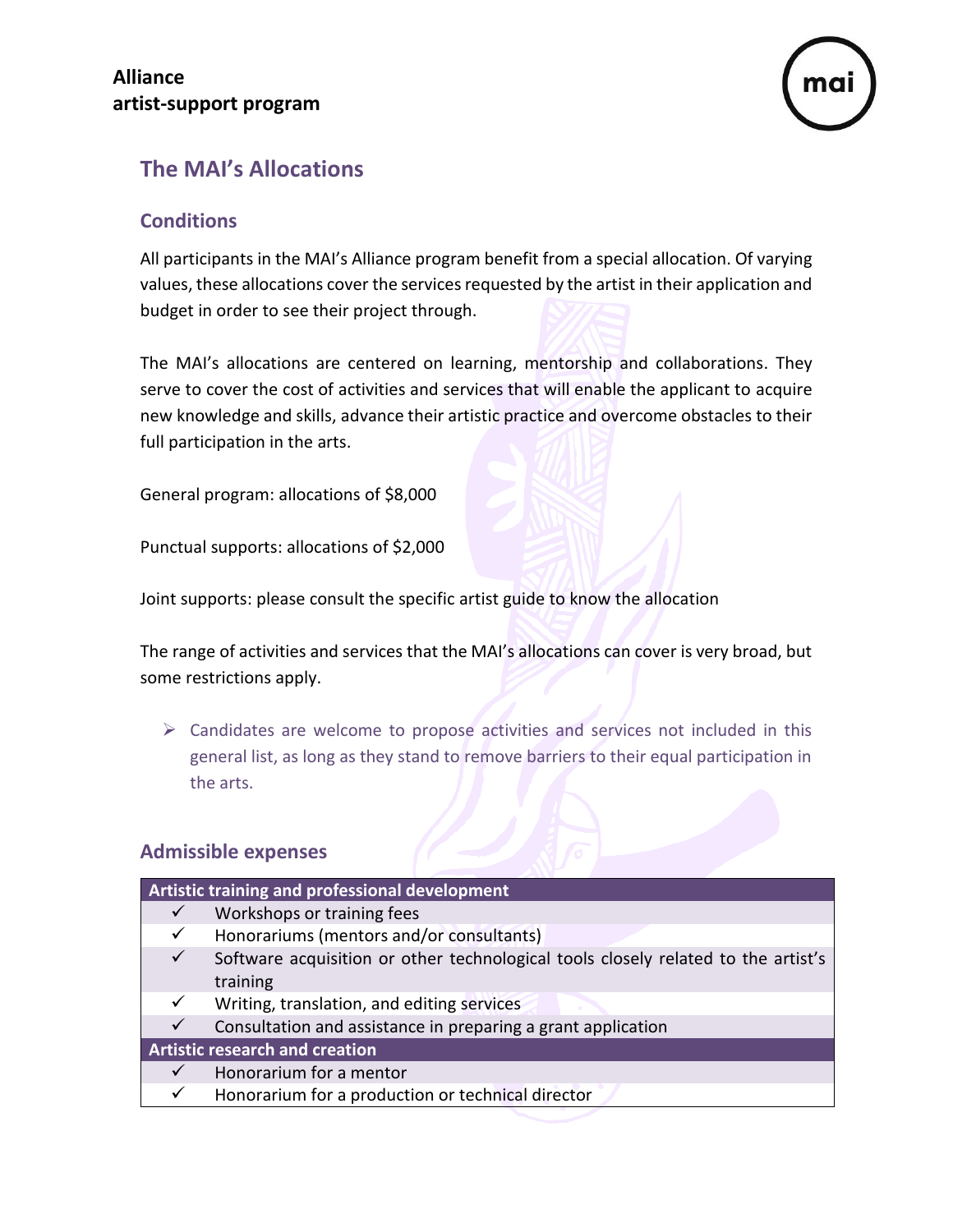**Alliance**
**artist-support program**

## The MAI's Allocations

### Conditions

All participants in the MAI's Alliance program benefit from a special allocation. Of varying values, these allocations cover the services requested by the artist in their application and budget in order to see their project through.

The MAI's allocations are centered on learning, mentorship and collaborations. They serve to cover the cost of activities and services that will enable the applicant to acquire new knowledge and skills, advance their artistic practice and overcome obstacles to their full participation in the arts.

General program: allocations of $8,000

Punctual supports: allocations of $2,000

Joint supports: please consult the specific artist guide to know the allocation

The range of activities and services that the MAI's allocations can cover is very broad, but some restrictions apply.

- Candidates are welcome to propose activities and services not included in this general list, as long as they stand to remove barriers to their equal participation in the arts.

### Admissible expenses

| | Artistic training and professional development |
|---|---|
| ✓ | Workshops or training fees |
| ✓ | Honorariums (mentors and/or consultants) |
| ✓ | Software acquisition or other technological tools closely related to the artist's training |
| ✓ | Writing, translation, and editing services |
| ✓ | Consultation and assistance in preparing a grant application |
| | **Artistic research and creation** |
| ✓ | Honorarium for a mentor |
| ✓ | Honorarium for a production or technical director |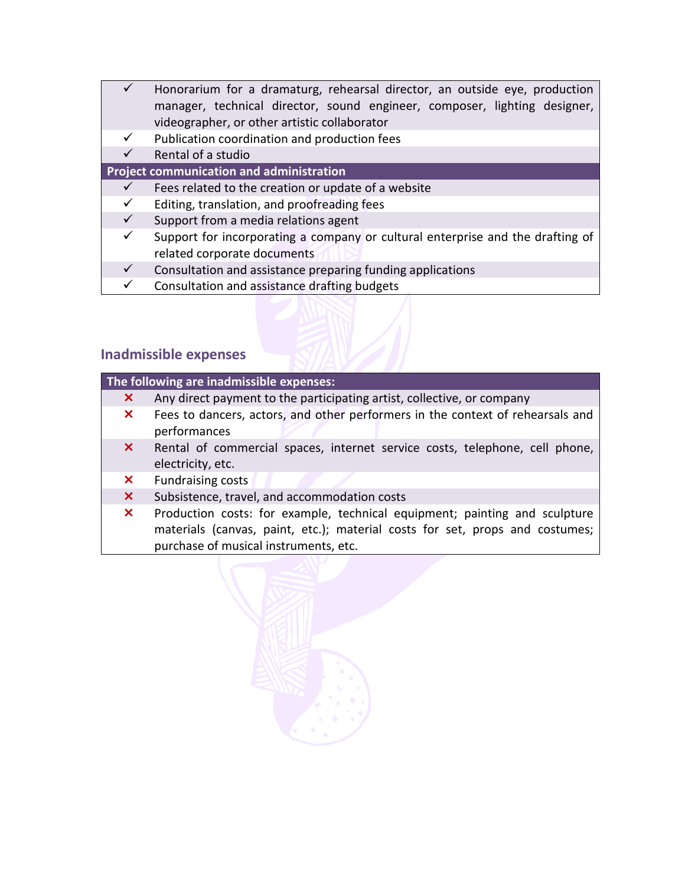| | |
|---|---|
| ✓ | Honorarium for a dramaturg, rehearsal director, an outside eye, production manager, technical director, sound engineer, composer, lighting designer, videographer, or other artistic collaborator |
| ✓ | Publication coordination and production fees |
| ✓ | Rental of a studio |
| **Project communication and administration** | |
| ✓ | Fees related to the creation or update of a website |
| ✓ | Editing, translation, and proofreading fees |
| ✓ | Support from a media relations agent |
| ✓ | Support for incorporating a company or cultural enterprise and the drafting of related corporate documents |
| ✓ | Consultation and assistance preparing funding applications |
| ✓ | Consultation and assistance drafting budgets |

## Inadmissible expenses

| **The following are inadmissible expenses:** | |
|---|---|
| ✗ | Any direct payment to the participating artist, collective, or company |
| ✗ | Fees to dancers, actors, and other performers in the context of rehearsals and performances |
| ✗ | Rental of commercial spaces, internet service costs, telephone, cell phone, electricity, etc. |
| ✗ | Fundraising costs |
| ✗ | Subsistence, travel, and accommodation costs |
| ✗ | Production costs: for example, technical equipment; painting and sculpture materials (canvas, paint, etc.); material costs for set, props and costumes; purchase of musical instruments, etc. |